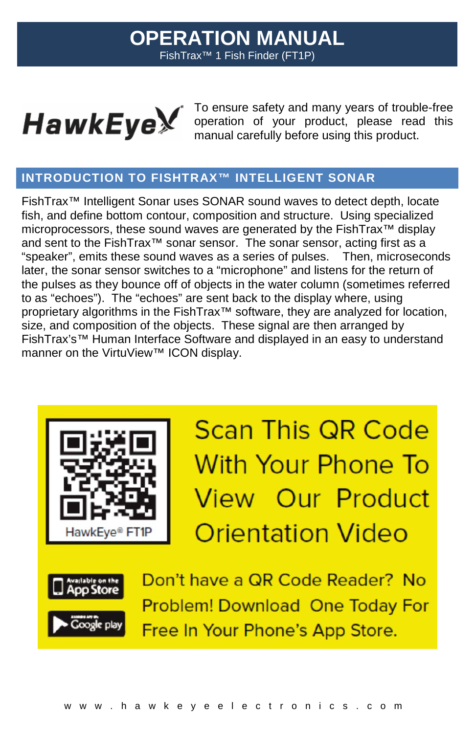# OPERATION MANUAL

FishTrax™ 1 Fish Finder (FT1P)

HawkEye

To ensure safety and many years of trouble-free operation of your product, please read this manual carefully before using this product.

## INTRODUCTION TO FISHTRAX™ INTELLIGENT SONAR

FishTrax™ Intelligent Sonar uses SONAR sound waves to detect depth, locate fish, and define bottom contour, composition and structure. Using specialized microprocessors, these sound waves are generated by the FishTrax™ display and sent to the FishTrax™ sonar sensor. The sonar sensor, acting first as a "speaker", emits these sound waves as a series of pulses. Then, microseconds later, the sonar sensor switches to a "microphone" and listens for the return of the pulses as they bounce off of objects in the water column (sometimes referred to as "echoes"). The "echoes" are sent back to the display where, using proprietary algorithms in the FishTrax™ software, they are analyzed for location, size, and composition of the objects. These signal are then arranged by FishTrax's™ Human Interface Software and displayed in an easy to understand manner on the VirtuView™ ICON display.

HawkEye® FT1P

Scan This QR Code With Your Phone To View Our Product Orientation Video

Available on the App Store

Google play

Don't have a QR Code Reader? No Problem! Download One Today For Free In Your Phone's App Store.

www.hawkeyeelectronics.com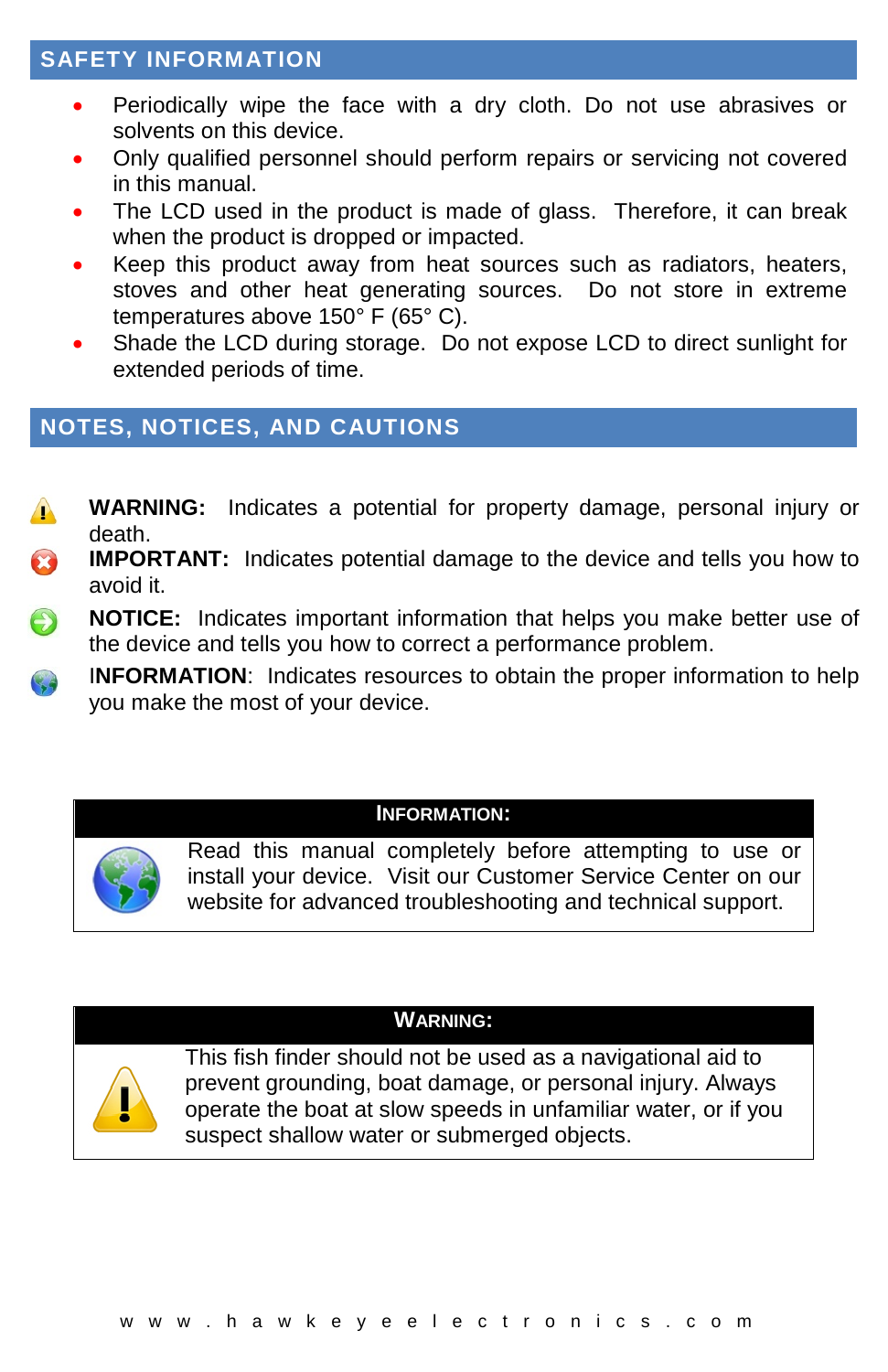## SAFETY INFORMATION

- Periodically wipe the face with a dry cloth. Do not use abrasives or solvents on this device.
- Only qualified personnel should perform repairs or servicing not covered in this manual.
- The LCD used in the product is made of glass. Therefore, it can break when the product is dropped or impacted.
- Keep this product away from heat sources such as radiators, heaters, stoves and other heat generating sources. Do not store in extreme temperatures above 150° F (65° C).
- Shade the LCD during storage. Do not expose LCD to direct sunlight for extended periods of time.

## NOTES, NOTICES, AND CAUTIONS

**WARNING:** Indicates a potential for property damage, personal injury or death.

**IMPORTANT:** Indicates potential damage to the device and tells you how to avoid it.

**NOTICE:** Indicates important information that helps you make better use of the device and tells you how to correct a performance problem.

**INFORMATION**: Indicates resources to obtain the proper information to help you make the most of your device.

**INFORMATION:**

Read this manual completely before attempting to use or install your device. Visit our Customer Service Center on our website for advanced troubleshooting and technical support.

**WARNING:**

This fish finder should not be used as a navigational aid to prevent grounding, boat damage, or personal injury. Always operate the boat at slow speeds in unfamiliar water, or if you suspect shallow water or submerged objects.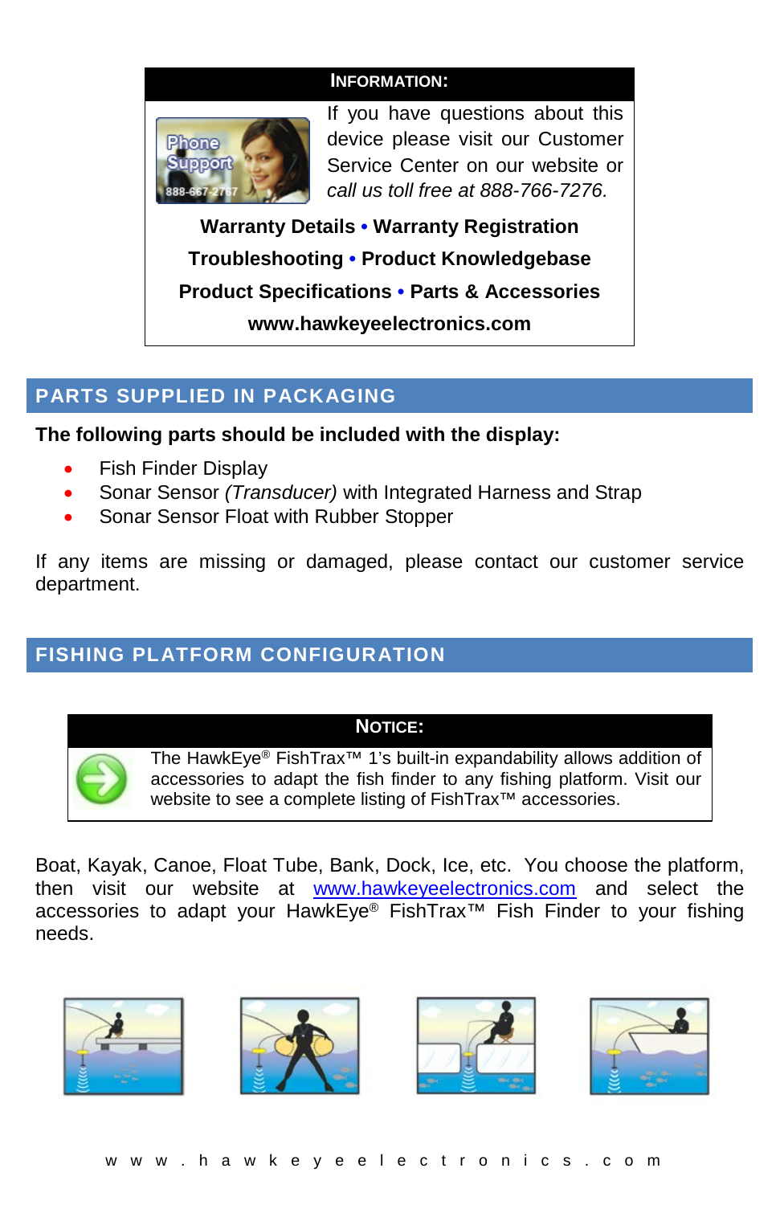**INFORMATION:**

If you have questions about this device please visit our Customer Service Center on our website or *call us toll free at 888-766-7276.*

**Warranty Details • Warranty Registration**

**Troubleshooting • Product Knowledgebase**

**Product Specifications • Parts & Accessories**

**www.hawkeyeelectronics.com**

## PARTS SUPPLIED IN PACKAGING

**The following parts should be included with the display:**

- Fish Finder Display
- Sonar Sensor *(Transducer)* with Integrated Harness and Strap
- Sonar Sensor Float with Rubber Stopper

If any items are missing or damaged, please contact our customer service department.

## FISHING PLATFORM CONFIGURATION

**NOTICE:**

The HawkEye® FishTrax™ 1's built-in expandability allows addition of accessories to adapt the fish finder to any fishing platform. Visit our website to see a complete listing of FishTrax™ accessories.

Boat, Kayak, Canoe, Float Tube, Bank, Dock, Ice, etc. You choose the platform, then visit our website at www.hawkeyeelectronics.com and select the accessories to adapt your HawkEye® FishTrax™ Fish Finder to your fishing needs.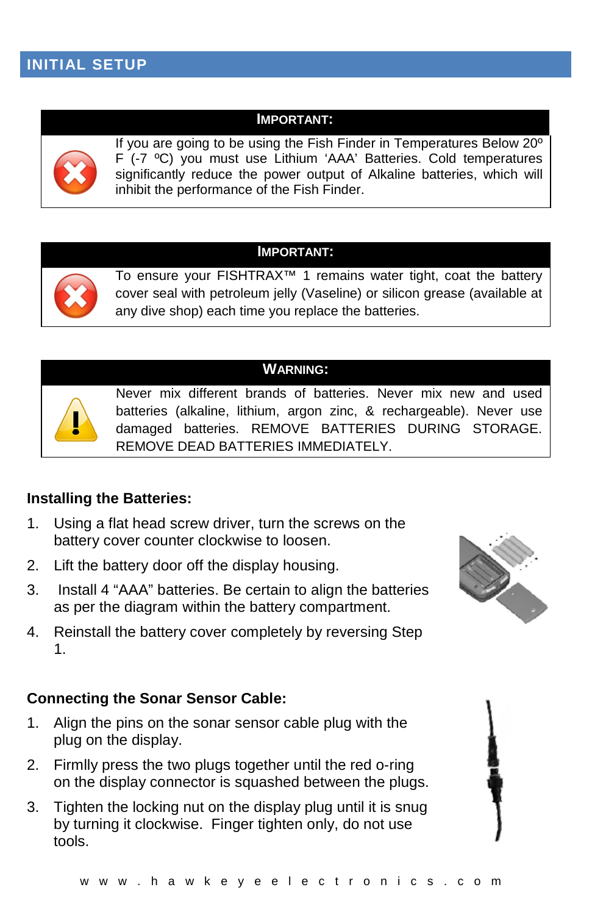## INITIAL SETUP

**IMPORTANT:**

If you are going to be using the Fish Finder in Temperatures Below 20º F (-7 ºC) you must use Lithium 'AAA' Batteries. Cold temperatures significantly reduce the power output of Alkaline batteries, which will inhibit the performance of the Fish Finder.

**IMPORTANT:**

To ensure your FISHTRAX™ 1 remains water tight, coat the battery cover seal with petroleum jelly (Vaseline) or silicon grease (available at any dive shop) each time you replace the batteries.

**WARNING:**

Never mix different brands of batteries. Never mix new and used batteries (alkaline, lithium, argon zinc, & rechargeable). Never use damaged batteries. REMOVE BATTERIES DURING STORAGE. REMOVE DEAD BATTERIES IMMEDIATELY.

### Installing the Batteries:

1. Using a flat head screw driver, turn the screws on the battery cover counter clockwise to loosen.
2. Lift the battery door off the display housing.
3. Install 4 "AAA" batteries. Be certain to align the batteries as per the diagram within the battery compartment.
4. Reinstall the battery cover completely by reversing Step 1.

### Connecting the Sonar Sensor Cable:

1. Align the pins on the sonar sensor cable plug with the plug on the display.
2. Firmlly press the two plugs together until the red o-ring on the display connector is squashed between the plugs.
3. Tighten the locking nut on the display plug until it is snug by turning it clockwise. Finger tighten only, do not use tools.

www.hawkeyeelectronics.com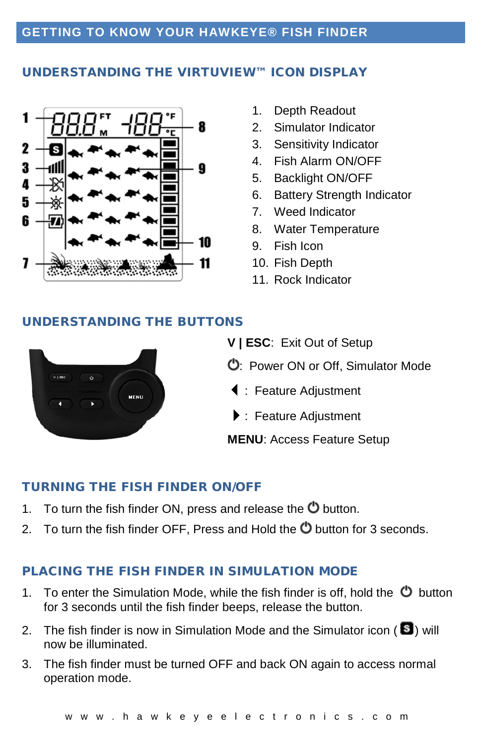## GETTING TO KNOW YOUR HAWKEYE® FISH FINDER

### UNDERSTANDING THE VIRTUVIEW™ ICON DISPLAY

1. Depth Readout
2. Simulator Indicator
3. Sensitivity Indicator
4. Fish Alarm ON/OFF
5. Backlight ON/OFF
6. Battery Strength Indicator
7. Weed Indicator
8. Water Temperature
9. Fish Icon
10. Fish Depth
11. Rock Indicator

### UNDERSTANDING THE BUTTONS

**V | ESC**: Exit Out of Setup

⏻: Power ON or Off, Simulator Mode

◀ : Feature Adjustment

▶ : Feature Adjustment

**MENU**: Access Feature Setup

### TURNING THE FISH FINDER ON/OFF

1. To turn the fish finder ON, press and release the ⏻ button.
2. To turn the fish finder OFF, Press and Hold the ⏻ button for 3 seconds.

### PLACING THE FISH FINDER IN SIMULATION MODE

1. To enter the Simulation Mode, while the fish finder is off, hold the ⏻ button for 3 seconds until the fish finder beeps, release the button.
2. The fish finder is now in Simulation Mode and the Simulator icon (S) will now be illuminated.
3. The fish finder must be turned OFF and back ON again to access normal operation mode.

www.hawkeyeelectronics.com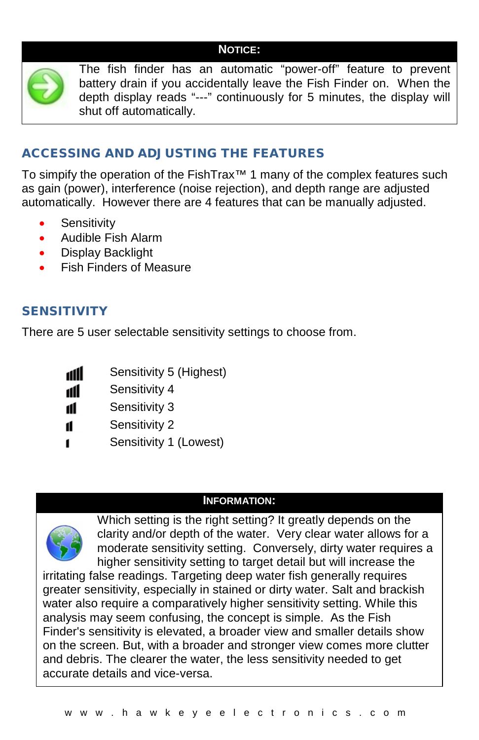**NOTICE:**

The fish finder has an automatic "power-off" feature to prevent battery drain if you accidentally leave the Fish Finder on. When the depth display reads "---" continuously for 5 minutes, the display will shut off automatically.

## ACCESSING AND ADJUSTING THE FEATURES

To simpify the operation of the FishTrax™ 1 many of the complex features such as gain (power), interference (noise rejection), and depth range are adjusted automatically. However there are 4 features that can be manually adjusted.

- Sensitivity
- Audible Fish Alarm
- Display Backlight
- Fish Finders of Measure

## SENSITIVITY

There are 5 user selectable sensitivity settings to choose from.

- Sensitivity 5 (Highest)
- Sensitivity 4
- Sensitivity 3
- Sensitivity 2
- Sensitivity 1 (Lowest)

**INFORMATION:**

Which setting is the right setting? It greatly depends on the clarity and/or depth of the water. Very clear water allows for a moderate sensitivity setting. Conversely, dirty water requires a higher sensitivity setting to target detail but will increase the irritating false readings. Targeting deep water fish generally requires greater sensitivity, especially in stained or dirty water. Salt and brackish water also require a comparatively higher sensitivity setting. While this analysis may seem confusing, the concept is simple. As the Fish Finder's sensitivity is elevated, a broader view and smaller details show on the screen. But, with a broader and stronger view comes more clutter and debris. The clearer the water, the less sensitivity needed to get accurate details and vice-versa.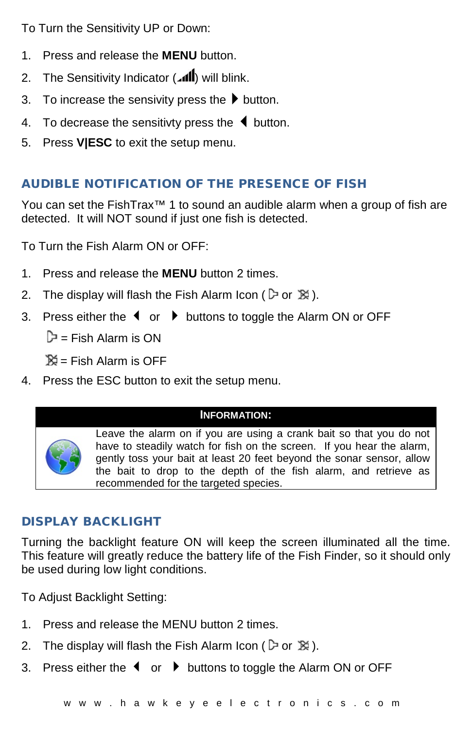To Turn the Sensitivity UP or Down:

1. Press and release the **MENU** button.
2. The Sensitivity Indicator (▁▂▃▄▅) will blink.
3. To increase the sensivity press the ▶ button.
4. To decrease the sensitivty press the ◀ button.
5. Press **V|ESC** to exit the setup menu.

## AUDIBLE NOTIFICATION OF THE PRESENCE OF FISH

You can set the FishTrax™ 1 to sound an audible alarm when a group of fish are detected. It will NOT sound if just one fish is detected.

To Turn the Fish Alarm ON or OFF:

1. Press and release the **MENU** button 2 times.
2. The display will flash the Fish Alarm Icon ( or ).
3. Press either the ◀ or ▶ buttons to toggle the Alarm ON or OFF

    = Fish Alarm is ON

    = Fish Alarm is OFF
4. Press the ESC button to exit the setup menu.

| INFORMATION: |
| --- |
| Leave the alarm on if you are using a crank bait so that you do not have to steadily watch for fish on the screen. If you hear the alarm, gently toss your bait at least 20 feet beyond the sonar sensor, allow the bait to drop to the depth of the fish alarm, and retrieve as recommended for the targeted species. |

## DISPLAY BACKLIGHT

Turning the backlight feature ON will keep the screen illuminated all the time. This feature will greatly reduce the battery life of the Fish Finder, so it should only be used during low light conditions.

To Adjust Backlight Setting:

1. Press and release the MENU button 2 times.
2. The display will flash the Fish Alarm Icon ( or ).
3. Press either the ◀ or ▶ buttons to toggle the Alarm ON or OFF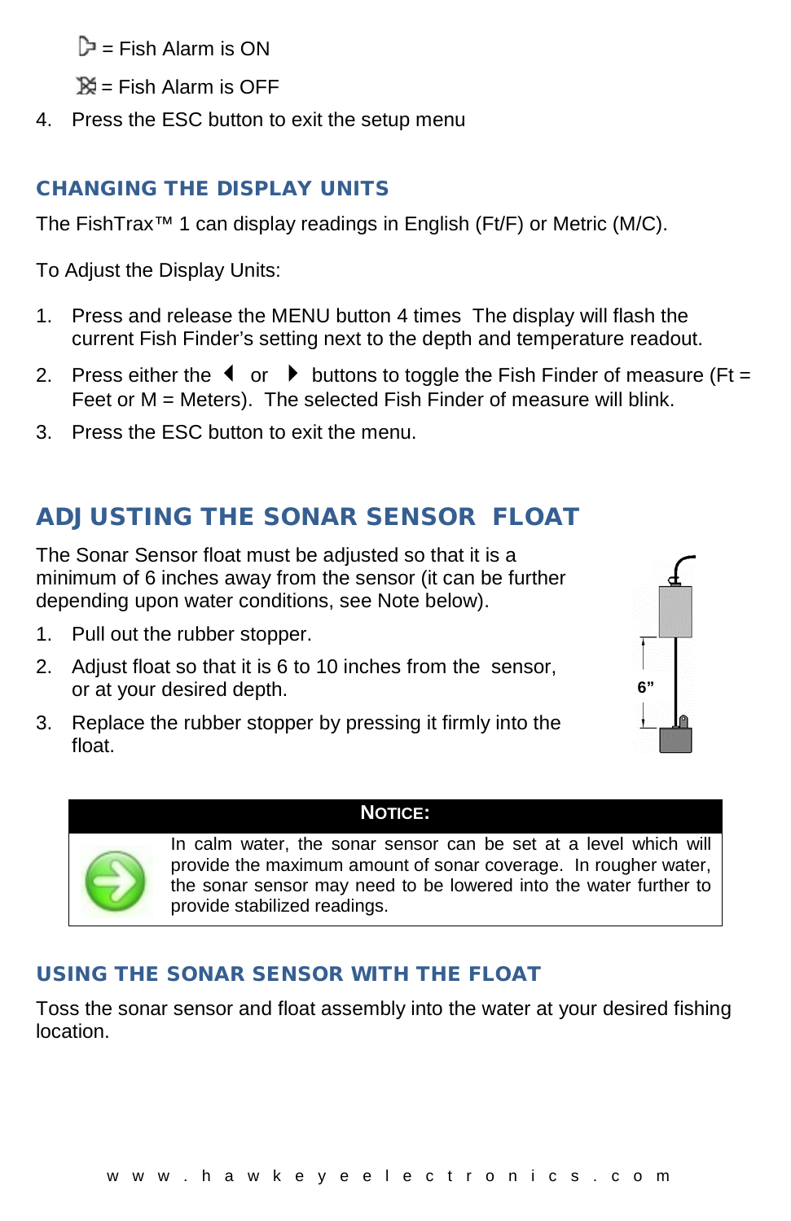= Fish Alarm is ON

= Fish Alarm is OFF

4. Press the ESC button to exit the setup menu

## CHANGING THE DISPLAY UNITS

The FishTrax™ 1 can display readings in English (Ft/F) or Metric (M/C).

To Adjust the Display Units:

1. Press and release the MENU button 4 times The display will flash the current Fish Finder's setting next to the depth and temperature readout.
2. Press either the ◀ or ▶ buttons to toggle the Fish Finder of measure (Ft = Feet or M = Meters). The selected Fish Finder of measure will blink.
3. Press the ESC button to exit the menu.

## ADJUSTING THE SONAR SENSOR FLOAT

The Sonar Sensor float must be adjusted so that it is a minimum of 6 inches away from the sensor (it can be further depending upon water conditions, see Note below).

1. Pull out the rubber stopper.
2. Adjust float so that it is 6 to 10 inches from the sensor, or at your desired depth.
3. Replace the rubber stopper by pressing it firmly into the float.

6"

**NOTICE:**

In calm water, the sonar sensor can be set at a level which will provide the maximum amount of sonar coverage. In rougher water, the sonar sensor may need to be lowered into the water further to provide stabilized readings.

## USING THE SONAR SENSOR WITH THE FLOAT

Toss the sonar sensor and float assembly into the water at your desired fishing location.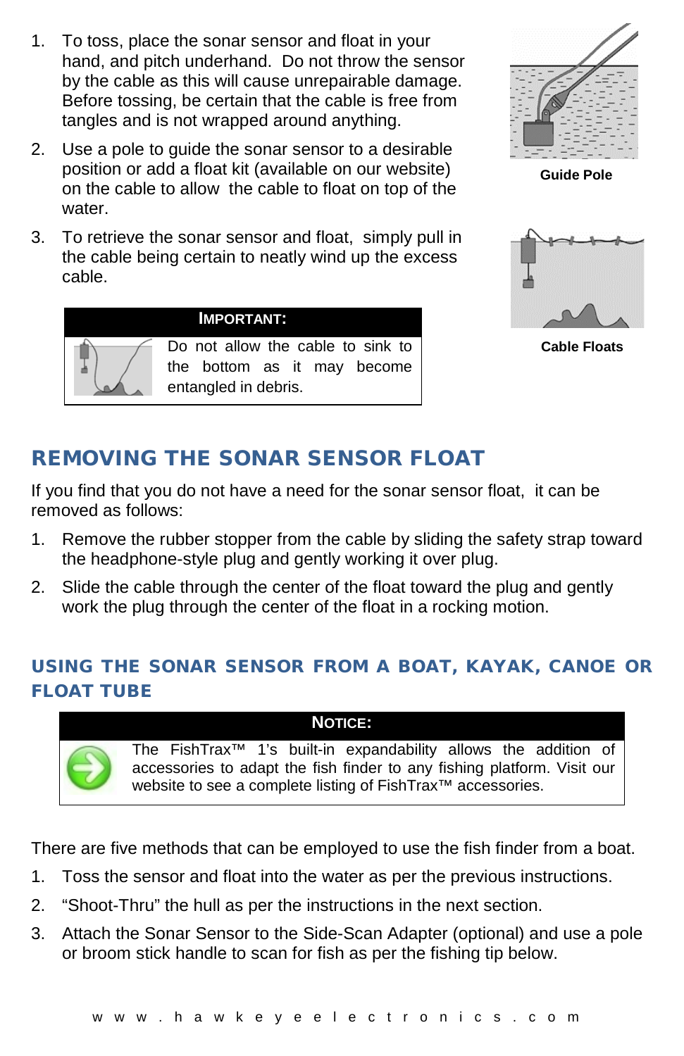1. To toss, place the sonar sensor and float in your hand, and pitch underhand. Do not throw the sensor by the cable as this will cause unrepairable damage. Before tossing, be certain that the cable is free from tangles and is not wrapped around anything.
2. Use a pole to guide the sonar sensor to a desirable position or add a float kit (available on our website) on the cable to allow the cable to float on top of the water.
3. To retrieve the sonar sensor and float, simply pull in the cable being certain to neatly wind up the excess cable.

**Guide Pole**

**Cable Floats**

| IMPORTANT: |
|---|
| Do not allow the cable to sink to the bottom as it may become entangled in debris. |

## REMOVING THE SONAR SENSOR FLOAT

If you find that you do not have a need for the sonar sensor float, it can be removed as follows:

1. Remove the rubber stopper from the cable by sliding the safety strap toward the headphone-style plug and gently working it over plug.
2. Slide the cable through the center of the float toward the plug and gently work the plug through the center of the float in a rocking motion.

## USING THE SONAR SENSOR FROM A BOAT, KAYAK, CANOE OR FLOAT TUBE

| NOTICE: |
|---|
| The FishTrax™ 1's built-in expandability allows the addition of accessories to adapt the fish finder to any fishing platform. Visit our website to see a complete listing of FishTrax™ accessories. |

There are five methods that can be employed to use the fish finder from a boat.

1. Toss the sensor and float into the water as per the previous instructions.
2. "Shoot-Thru" the hull as per the instructions in the next section.
3. Attach the Sonar Sensor to the Side-Scan Adapter (optional) and use a pole or broom stick handle to scan for fish as per the fishing tip below.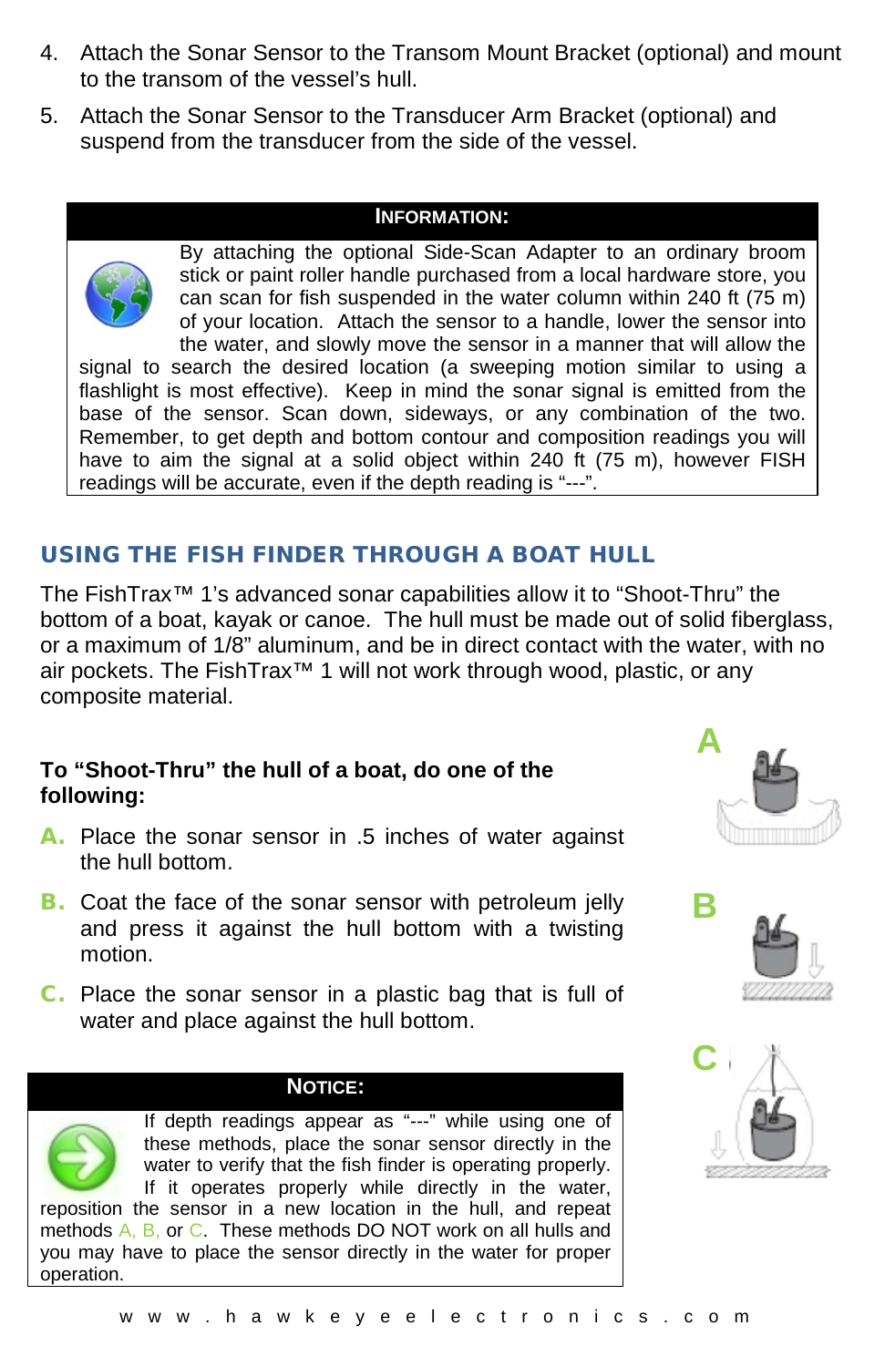4. Attach the Sonar Sensor to the Transom Mount Bracket (optional) and mount to the transom of the vessel's hull.
5. Attach the Sonar Sensor to the Transducer Arm Bracket (optional) and suspend from the transducer from the side of the vessel.

**INFORMATION:**

By attaching the optional Side-Scan Adapter to an ordinary broom stick or paint roller handle purchased from a local hardware store, you can scan for fish suspended in the water column within 240 ft (75 m) of your location. Attach the sensor to a handle, lower the sensor into the water, and slowly move the sensor in a manner that will allow the signal to search the desired location (a sweeping motion similar to using a flashlight is most effective). Keep in mind the sonar signal is emitted from the base of the sensor. Scan down, sideways, or any combination of the two. Remember, to get depth and bottom contour and composition readings you will have to aim the signal at a solid object within 240 ft (75 m), however FISH readings will be accurate, even if the depth reading is "---".

## USING THE FISH FINDER THROUGH A BOAT HULL

The FishTrax™ 1's advanced sonar capabilities allow it to "Shoot-Thru" the bottom of a boat, kayak or canoe. The hull must be made out of solid fiberglass, or a maximum of 1/8" aluminum, and be in direct contact with the water, with no air pockets. The FishTrax™ 1 will not work through wood, plastic, or any composite material.

**To "Shoot-Thru" the hull of a boat, do one of the following:**

**A.** Place the sonar sensor in .5 inches of water against the hull bottom.

**B.** Coat the face of the sonar sensor with petroleum jelly and press it against the hull bottom with a twisting motion.

**C.** Place the sonar sensor in a plastic bag that is full of water and place against the hull bottom.

**NOTICE:**

If depth readings appear as "---" while using one of these methods, place the sonar sensor directly in the water to verify that the fish finder is operating properly. If it operates properly while directly in the water, reposition the sensor in a new location in the hull, and repeat methods A, B, or C. These methods DO NOT work on all hulls and you may have to place the sensor directly in the water for proper operation.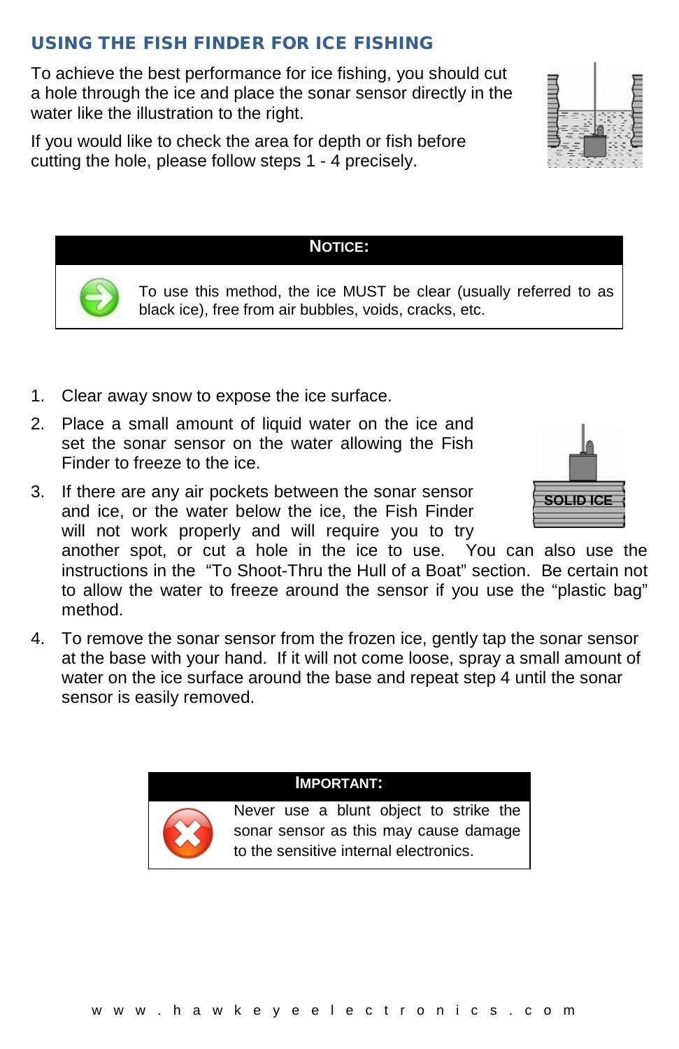## USING THE FISH FINDER FOR ICE FISHING

To achieve the best performance for ice fishing, you should cut a hole through the ice and place the sonar sensor directly in the water like the illustration to the right.

If you would like to check the area for depth or fish before cutting the hole, please follow steps 1 - 4 precisely.

**NOTICE:**

To use this method, the ice MUST be clear (usually referred to as black ice), free from air bubbles, voids, cracks, etc.

1. Clear away snow to expose the ice surface.
2. Place a small amount of liquid water on the ice and set the sonar sensor on the water allowing the Fish Finder to freeze to the ice.
3. If there are any air pockets between the sonar sensor and ice, or the water below the ice, the Fish Finder will not work properly and will require you to try another spot, or cut a hole in the ice to use. You can also use the instructions in the "To Shoot-Thru the Hull of a Boat" section. Be certain not to allow the water to freeze around the sensor if you use the "plastic bag" method.
4. To remove the sonar sensor from the frozen ice, gently tap the sonar sensor at the base with your hand. If it will not come loose, spray a small amount of water on the ice surface around the base and repeat step 4 until the sonar sensor is easily removed.

SOLID ICE

**IMPORTANT:**

Never use a blunt object to strike the sonar sensor as this may cause damage to the sensitive internal electronics.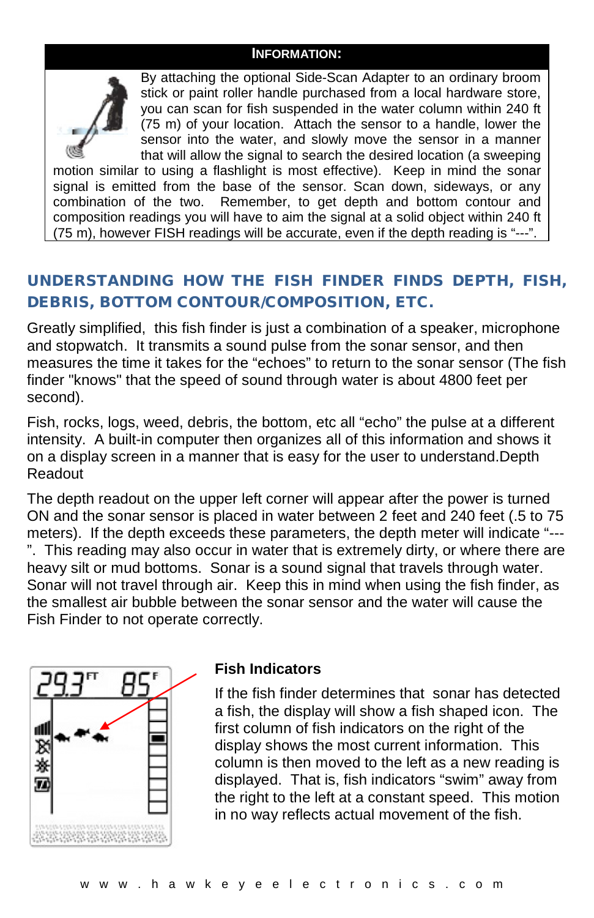**INFORMATION:**

By attaching the optional Side-Scan Adapter to an ordinary broom stick or paint roller handle purchased from a local hardware store, you can scan for fish suspended in the water column within 240 ft (75 m) of your location. Attach the sensor to a handle, lower the sensor into the water, and slowly move the sensor in a manner that will allow the signal to search the desired location (a sweeping motion similar to using a flashlight is most effective). Keep in mind the sonar signal is emitted from the base of the sensor. Scan down, sideways, or any combination of the two. Remember, to get depth and bottom contour and composition readings you will have to aim the signal at a solid object within 240 ft (75 m), however FISH readings will be accurate, even if the depth reading is "---".

## UNDERSTANDING HOW THE FISH FINDER FINDS DEPTH, FISH, DEBRIS, BOTTOM CONTOUR/COMPOSITION, ETC.

Greatly simplified, this fish finder is just a combination of a speaker, microphone and stopwatch. It transmits a sound pulse from the sonar sensor, and then measures the time it takes for the "echoes" to return to the sonar sensor (The fish finder "knows" that the speed of sound through water is about 4800 feet per second).

Fish, rocks, logs, weed, debris, the bottom, etc all "echo" the pulse at a different intensity. A built-in computer then organizes all of this information and shows it on a display screen in a manner that is easy for the user to understand.Depth Readout

The depth readout on the upper left corner will appear after the power is turned ON and the sonar sensor is placed in water between 2 feet and 240 feet (.5 to 75 meters). If the depth exceeds these parameters, the depth meter will indicate "---". This reading may also occur in water that is extremely dirty, or where there are heavy silt or mud bottoms. Sonar is a sound signal that travels through water. Sonar will not travel through air. Keep this in mind when using the fish finder, as the smallest air bubble between the sonar sensor and the water will cause the Fish Finder to not operate correctly.

### Fish Indicators

If the fish finder determines that sonar has detected a fish, the display will show a fish shaped icon. The first column of fish indicators on the right of the display shows the most current information. This column is then moved to the left as a new reading is displayed. That is, fish indicators "swim" away from the right to the left at a constant speed. This motion in no way reflects actual movement of the fish.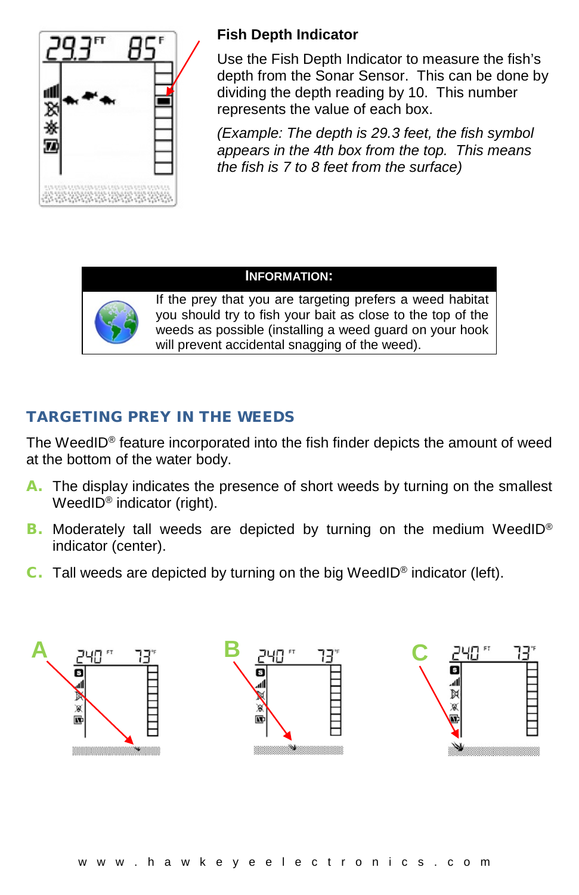### Fish Depth Indicator

Use the Fish Depth Indicator to measure the fish's depth from the Sonar Sensor. This can be done by dividing the depth reading by 10. This number represents the value of each box.

*(Example: The depth is 29.3 feet, the fish symbol appears in the 4th box from the top. This means the fish is 7 to 8 feet from the surface)*

| INFORMATION: |
| --- |
| If the prey that you are targeting prefers a weed habitat you should try to fish your bait as close to the top of the weeds as possible (installing a weed guard on your hook will prevent accidental snagging of the weed). |

## TARGETING PREY IN THE WEEDS

The WeedID® feature incorporated into the fish finder depicts the amount of weed at the bottom of the water body.

**A.** The display indicates the presence of short weeds by turning on the smallest WeedID® indicator (right).

**B.** Moderately tall weeds are depicted by turning on the medium WeedID® indicator (center).

**C.** Tall weeds are depicted by turning on the big WeedID® indicator (left).

www.hawkeyeelectronics.com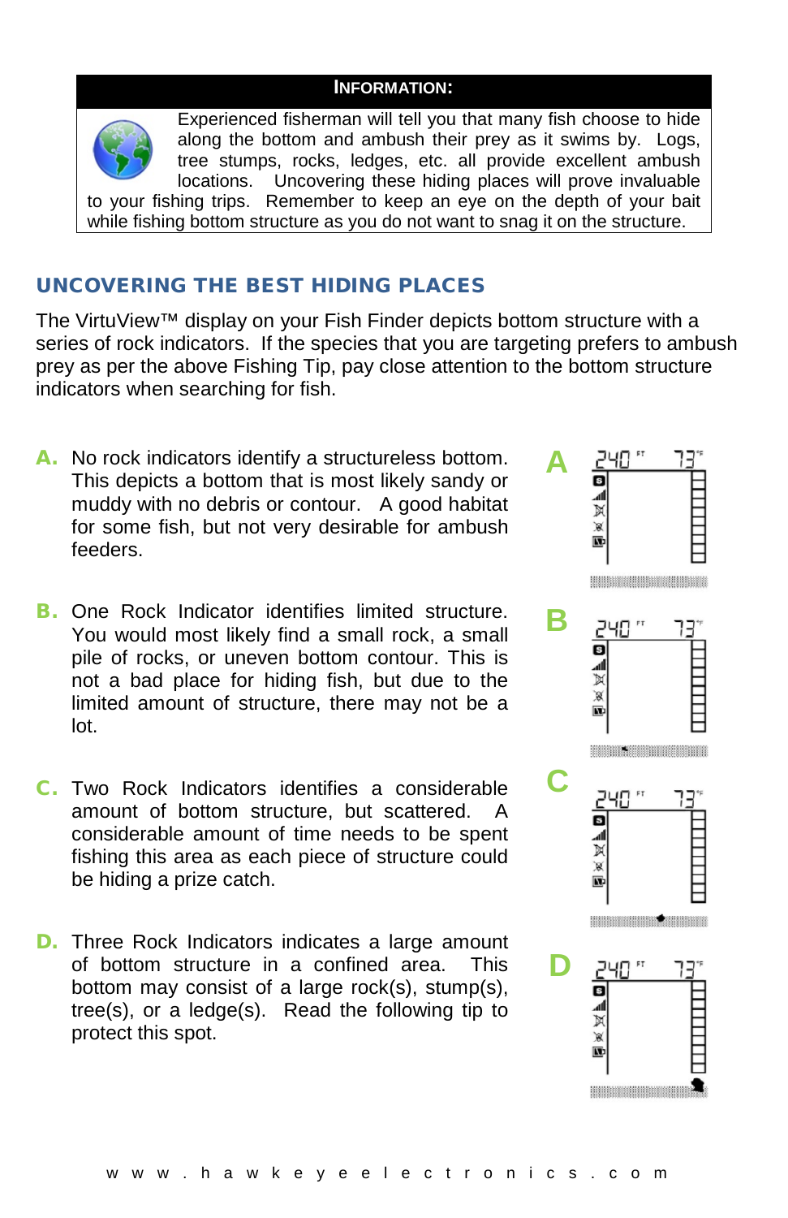**INFORMATION:**

Experienced fisherman will tell you that many fish choose to hide along the bottom and ambush their prey as it swims by. Logs, tree stumps, rocks, ledges, etc. all provide excellent ambush locations. Uncovering these hiding places will prove invaluable to your fishing trips. Remember to keep an eye on the depth of your bait while fishing bottom structure as you do not want to snag it on the structure.

## UNCOVERING THE BEST HIDING PLACES

The VirtuView™ display on your Fish Finder depicts bottom structure with a series of rock indicators. If the species that you are targeting prefers to ambush prey as per the above Fishing Tip, pay close attention to the bottom structure indicators when searching for fish.

**A.** No rock indicators identify a structureless bottom. This depicts a bottom that is most likely sandy or muddy with no debris or contour. A good habitat for some fish, but not very desirable for ambush feeders.

**B.** One Rock Indicator identifies limited structure. You would most likely find a small rock, a small pile of rocks, or uneven bottom contour. This is not a bad place for hiding fish, but due to the limited amount of structure, there may not be a lot.

**C.** Two Rock Indicators identifies a considerable amount of bottom structure, but scattered. A considerable amount of time needs to be spent fishing this area as each piece of structure could be hiding a prize catch.

**D.** Three Rock Indicators indicates a large amount of bottom structure in a confined area. This bottom may consist of a large rock(s), stump(s), tree(s), or a ledge(s). Read the following tip to protect this spot.

www.hawkeyeelectronics.com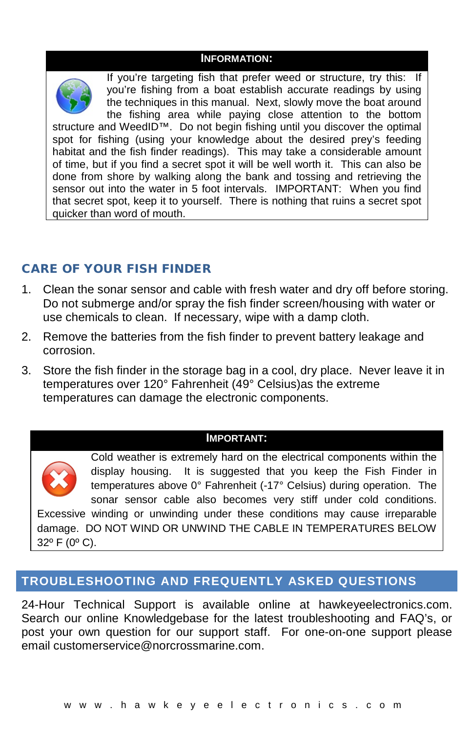**INFORMATION:**

If you're targeting fish that prefer weed or structure, try this: If you're fishing from a boat establish accurate readings by using the techniques in this manual. Next, slowly move the boat around the fishing area while paying close attention to the bottom structure and WeedID™. Do not begin fishing until you discover the optimal spot for fishing (using your knowledge about the desired prey's feeding habitat and the fish finder readings). This may take a considerable amount of time, but if you find a secret spot it will be well worth it. This can also be done from shore by walking along the bank and tossing and retrieving the sensor out into the water in 5 foot intervals. IMPORTANT: When you find that secret spot, keep it to yourself. There is nothing that ruins a secret spot quicker than word of mouth.

## CARE OF YOUR FISH FINDER

1. Clean the sonar sensor and cable with fresh water and dry off before storing. Do not submerge and/or spray the fish finder screen/housing with water or use chemicals to clean. If necessary, wipe with a damp cloth.
2. Remove the batteries from the fish finder to prevent battery leakage and corrosion.
3. Store the fish finder in the storage bag in a cool, dry place. Never leave it in temperatures over 120° Fahrenheit (49° Celsius)as the extreme temperatures can damage the electronic components.

**IMPORTANT:**

Cold weather is extremely hard on the electrical components within the display housing. It is suggested that you keep the Fish Finder in temperatures above 0° Fahrenheit (-17° Celsius) during operation. The sonar sensor cable also becomes very stiff under cold conditions. Excessive winding or unwinding under these conditions may cause irreparable damage. DO NOT WIND OR UNWIND THE CABLE IN TEMPERATURES BELOW 32º F (0º C).

## TROUBLESHOOTING AND FREQUENTLY ASKED QUESTIONS

24-Hour Technical Support is available online at hawkeyeelectronics.com. Search our online Knowledgebase for the latest troubleshooting and FAQ's, or post your own question for our support staff. For one-on-one support please email customerservice@norcrossmarine.com.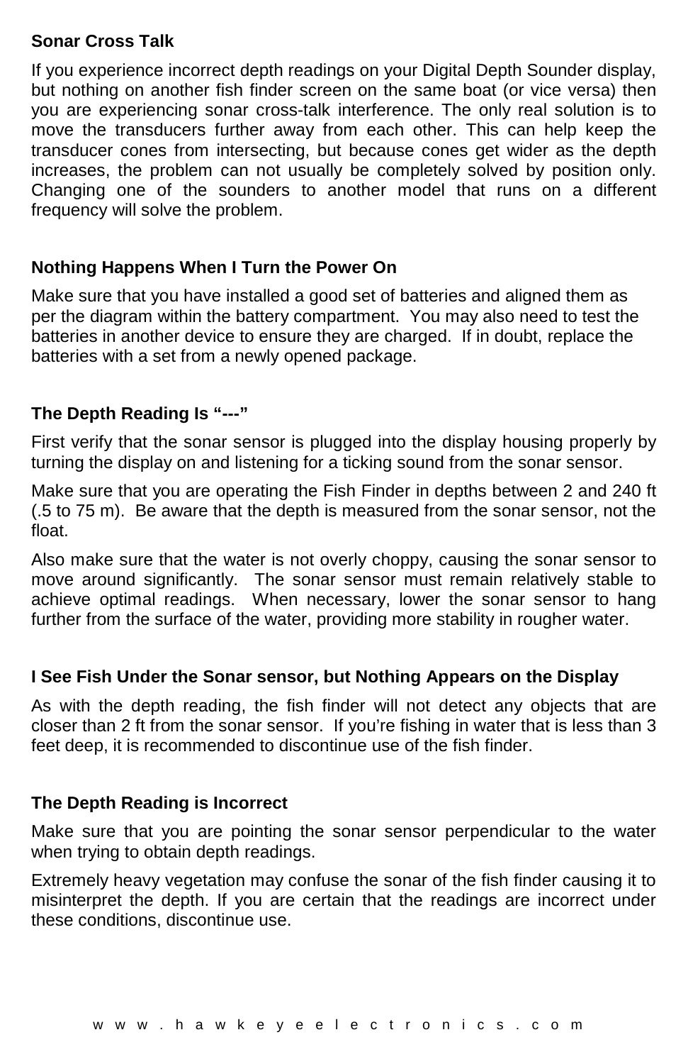### Sonar Cross Talk

If you experience incorrect depth readings on your Digital Depth Sounder display, but nothing on another fish finder screen on the same boat (or vice versa) then you are experiencing sonar cross-talk interference. The only real solution is to move the transducers further away from each other. This can help keep the transducer cones from intersecting, but because cones get wider as the depth increases, the problem can not usually be completely solved by position only. Changing one of the sounders to another model that runs on a different frequency will solve the problem.

### Nothing Happens When I Turn the Power On

Make sure that you have installed a good set of batteries and aligned them as per the diagram within the battery compartment. You may also need to test the batteries in another device to ensure they are charged. If in doubt, replace the batteries with a set from a newly opened package.

### The Depth Reading Is "---"

First verify that the sonar sensor is plugged into the display housing properly by turning the display on and listening for a ticking sound from the sonar sensor.

Make sure that you are operating the Fish Finder in depths between 2 and 240 ft (.5 to 75 m). Be aware that the depth is measured from the sonar sensor, not the float.

Also make sure that the water is not overly choppy, causing the sonar sensor to move around significantly. The sonar sensor must remain relatively stable to achieve optimal readings. When necessary, lower the sonar sensor to hang further from the surface of the water, providing more stability in rougher water.

### I See Fish Under the Sonar sensor, but Nothing Appears on the Display

As with the depth reading, the fish finder will not detect any objects that are closer than 2 ft from the sonar sensor. If you're fishing in water that is less than 3 feet deep, it is recommended to discontinue use of the fish finder.

### The Depth Reading is Incorrect

Make sure that you are pointing the sonar sensor perpendicular to the water when trying to obtain depth readings.

Extremely heavy vegetation may confuse the sonar of the fish finder causing it to misinterpret the depth. If you are certain that the readings are incorrect under these conditions, discontinue use.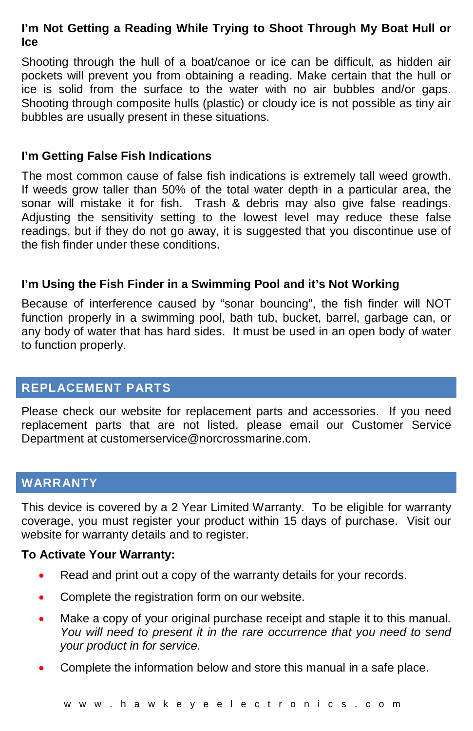### I'm Not Getting a Reading While Trying to Shoot Through My Boat Hull or Ice

Shooting through the hull of a boat/canoe or ice can be difficult, as hidden air pockets will prevent you from obtaining a reading. Make certain that the hull or ice is solid from the surface to the water with no air bubbles and/or gaps. Shooting through composite hulls (plastic) or cloudy ice is not possible as tiny air bubbles are usually present in these situations.

### I'm Getting False Fish Indications

The most common cause of false fish indications is extremely tall weed growth. If weeds grow taller than 50% of the total water depth in a particular area, the sonar will mistake it for fish. Trash & debris may also give false readings. Adjusting the sensitivity setting to the lowest level may reduce these false readings, but if they do not go away, it is suggested that you discontinue use of the fish finder under these conditions.

### I'm Using the Fish Finder in a Swimming Pool and it's Not Working

Because of interference caused by "sonar bouncing", the fish finder will NOT function properly in a swimming pool, bath tub, bucket, barrel, garbage can, or any body of water that has hard sides. It must be used in an open body of water to function properly.

## REPLACEMENT PARTS

Please check our website for replacement parts and accessories. If you need replacement parts that are not listed, please email our Customer Service Department at customerservice@norcrossmarine.com.

## WARRANTY

This device is covered by a 2 Year Limited Warranty. To be eligible for warranty coverage, you must register your product within 15 days of purchase. Visit our website for warranty details and to register.

**To Activate Your Warranty:**

- Read and print out a copy of the warranty details for your records.
- Complete the registration form on our website.
- Make a copy of your original purchase receipt and staple it to this manual. *You will need to present it in the rare occurrence that you need to send your product in for service.*
- Complete the information below and store this manual in a safe place.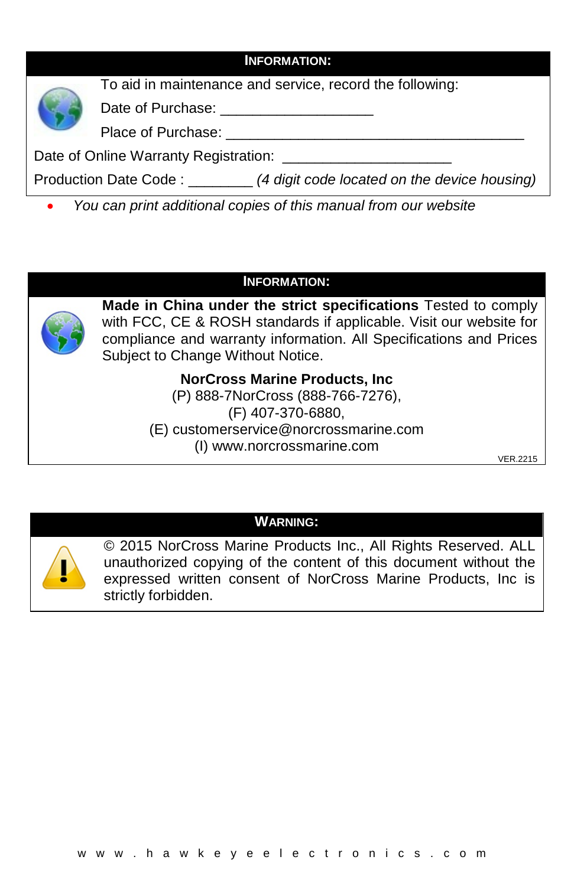**INFORMATION:**

To aid in maintenance and service, record the following:

Date of Purchase: ___________________

Place of Purchase: _____________________________________

Date of Online Warranty Registration: ____________________

Production Date Code : ________ *(4 digit code located on the device housing)*

- *You can print additional copies of this manual from our website*

**INFORMATION:**

**Made in China under the strict specifications** Tested to comply with FCC, CE & ROSH standards if applicable. Visit our website for compliance and warranty information. All Specifications and Prices Subject to Change Without Notice.

**NorCross Marine Products, Inc**
(P) 888-7NorCross (888-766-7276),
(F) 407-370-6880,
(E) customerservice@norcrossmarine.com
(I) www.norcrossmarine.com

VER.2215

**WARNING:**

© 2015 NorCross Marine Products Inc., All Rights Reserved. ALL unauthorized copying of the content of this document without the expressed written consent of NorCross Marine Products, Inc is strictly forbidden.

www.hawkeyeelectronics.com